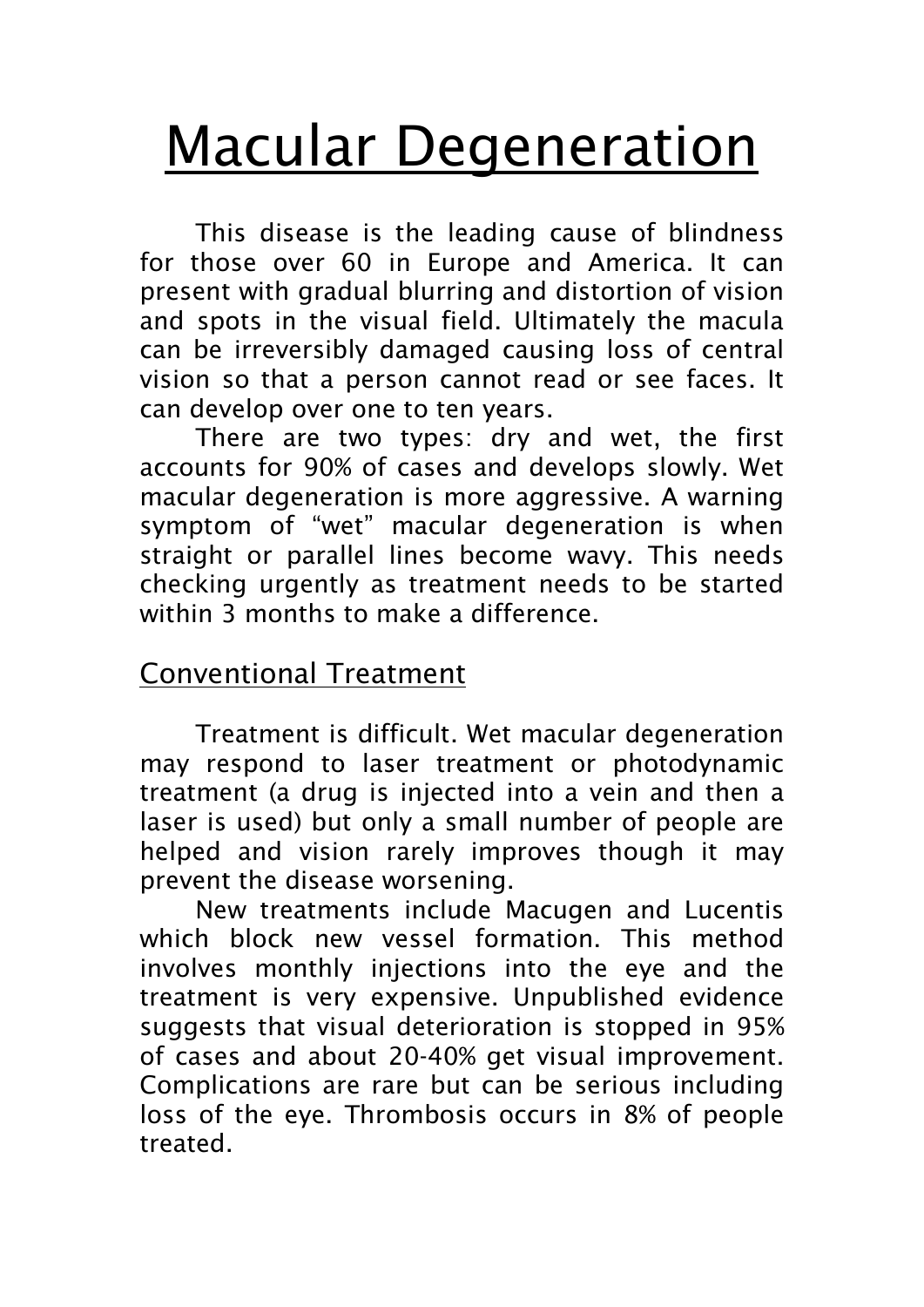# Macular Degeneration

This disease is the leading cause of blindness for those over 60 in Europe and America. It can present with gradual blurring and distortion of vision and spots in the visual field. Ultimately the macula can be irreversibly damaged causing loss of central vision so that a person cannot read or see faces. It can develop over one to ten years.

There are two types: dry and wet, the first accounts for 90% of cases and develops slowly. Wet macular degeneration is more aggressive. A warning symptom of "wet" macular degeneration is when straight or parallel lines become wavy. This needs checking urgently as treatment needs to be started within 3 months to make a difference.

## Conventional Treatment

Treatment is difficult. Wet macular degeneration may respond to laser treatment or photodynamic treatment (a drug is injected into a vein and then a laser is used) but only a small number of people are helped and vision rarely improves though it may prevent the disease worsening.

New treatments include Macugen and Lucentis which block new vessel formation. This method involves monthly injections into the eye and the treatment is very expensive. Unpublished evidence suggests that visual deterioration is stopped in 95% of cases and about 20-40% get visual improvement. Complications are rare but can be serious including loss of the eye. Thrombosis occurs in 8% of people treated.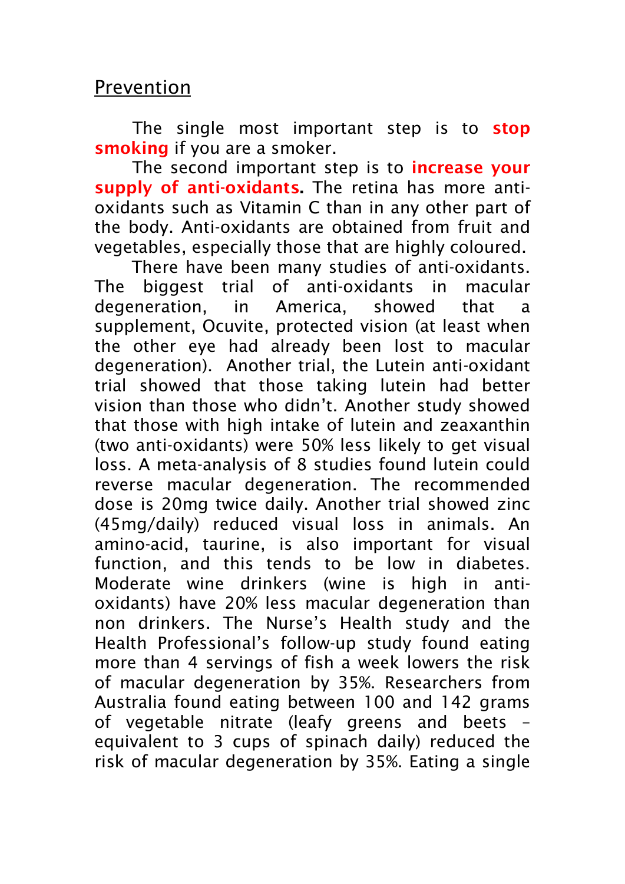## Prevention

The single most important step is to **stop smoking** if you are a smoker.

The second important step is to **increase your supply of anti-oxidants.** The retina has more anti-oxidants such as Vitamin C than in any other part of the body. Anti-oxidants are obtained from fruit and vegetables, especially those that are highly coloured.

There have been many studies of anti-oxidants. The biggest trial of anti-oxidants in macular degeneration, in America, showed that a supplement, Ocuvite, protected vision (at least when the other eye had already been lost to macular degeneration). Another trial, the Lutein anti-oxidant trial showed that those taking lutein had better vision than those who didn't. Another study showed that those with high intake of lutein and zeaxanthin (two anti-oxidants) were 50% less likely to get visual loss. A meta-analysis of 8 studies found lutein could reverse macular degeneration. The recommended dose is 20mg twice daily. Another trial showed zinc (45mg/daily) reduced visual loss in animals. An amino-acid, taurine, is also important for visual function, and this tends to be low in diabetes. Moderate wine drinkers (wine is high in anti-oxidants) have 20% less macular degeneration than non drinkers. The Nurse's Health study and the Health Professional's follow-up study found eating more than 4 servings of fish a week lowers the risk of macular degeneration by 35%. Researchers from Australia found eating between 100 and 142 grams of vegetable nitrate (leafy greens and beets – equivalent to 3 cups of spinach daily) reduced the risk of macular degeneration by 35%. Eating a single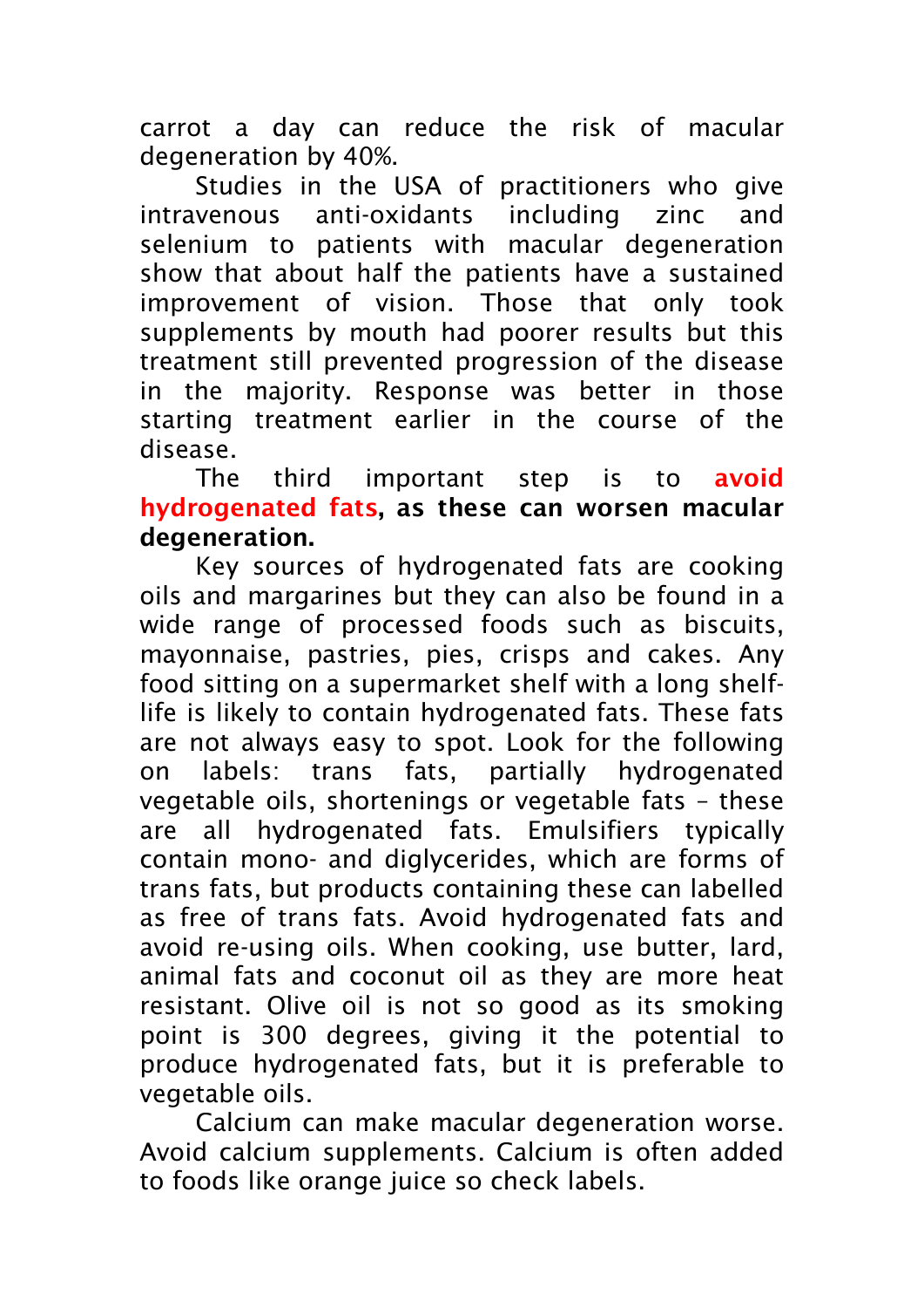carrot a day can reduce the risk of macular degeneration by 40%.

Studies in the USA of practitioners who give intravenous anti-oxidants including zinc and selenium to patients with macular degeneration show that about half the patients have a sustained improvement of vision. Those that only took supplements by mouth had poorer results but this treatment still prevented progression of the disease in the majority. Response was better in those starting treatment earlier in the course of the disease.

The third important step is to **avoid hydrogenated fats, as these can worsen macular degeneration.**

Key sources of hydrogenated fats are cooking oils and margarines but they can also be found in a wide range of processed foods such as biscuits, mayonnaise, pastries, pies, crisps and cakes. Any food sitting on a supermarket shelf with a long shelf-life is likely to contain hydrogenated fats. These fats are not always easy to spot. Look for the following on labels: trans fats, partially hydrogenated vegetable oils, shortenings or vegetable fats – these are all hydrogenated fats. Emulsifiers typically contain mono- and diglycerides, which are forms of trans fats, but products containing these can labelled as free of trans fats. Avoid hydrogenated fats and avoid re-using oils. When cooking, use butter, lard, animal fats and coconut oil as they are more heat resistant. Olive oil is not so good as its smoking point is 300 degrees, giving it the potential to produce hydrogenated fats, but it is preferable to vegetable oils.

Calcium can make macular degeneration worse. Avoid calcium supplements. Calcium is often added to foods like orange juice so check labels.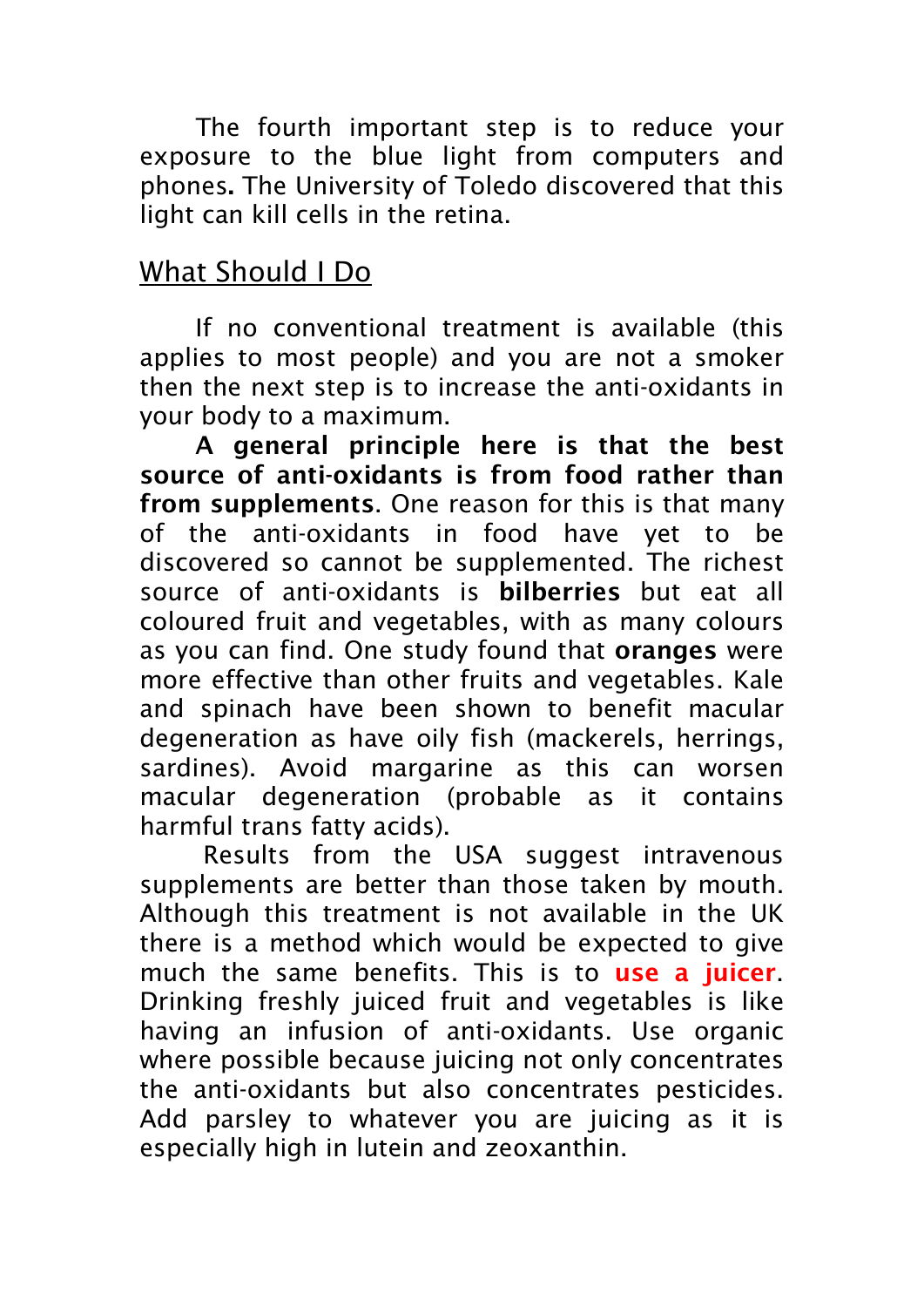The fourth important step is to reduce your exposure to the blue light from computers and phones**.** The University of Toledo discovered that this light can kill cells in the retina.

## What Should I Do

If no conventional treatment is available (this applies to most people) and you are not a smoker then the next step is to increase the anti-oxidants in your body to a maximum.

**A general principle here is that the best source of anti-oxidants is from food rather than from supplements**. One reason for this is that many of the anti-oxidants in food have yet to be discovered so cannot be supplemented. The richest source of anti-oxidants is **bilberries** but eat all coloured fruit and vegetables, with as many colours as you can find. One study found that **oranges** were more effective than other fruits and vegetables. Kale and spinach have been shown to benefit macular degeneration as have oily fish (mackerels, herrings, sardines). Avoid margarine as this can worsen macular degeneration (probable as it contains harmful trans fatty acids).

Results from the USA suggest intravenous supplements are better than those taken by mouth. Although this treatment is not available in the UK there is a method which would be expected to give much the same benefits. This is to **use a juicer**. Drinking freshly juiced fruit and vegetables is like having an infusion of anti-oxidants. Use organic where possible because juicing not only concentrates the anti-oxidants but also concentrates pesticides. Add parsley to whatever you are juicing as it is especially high in lutein and zeoxanthin.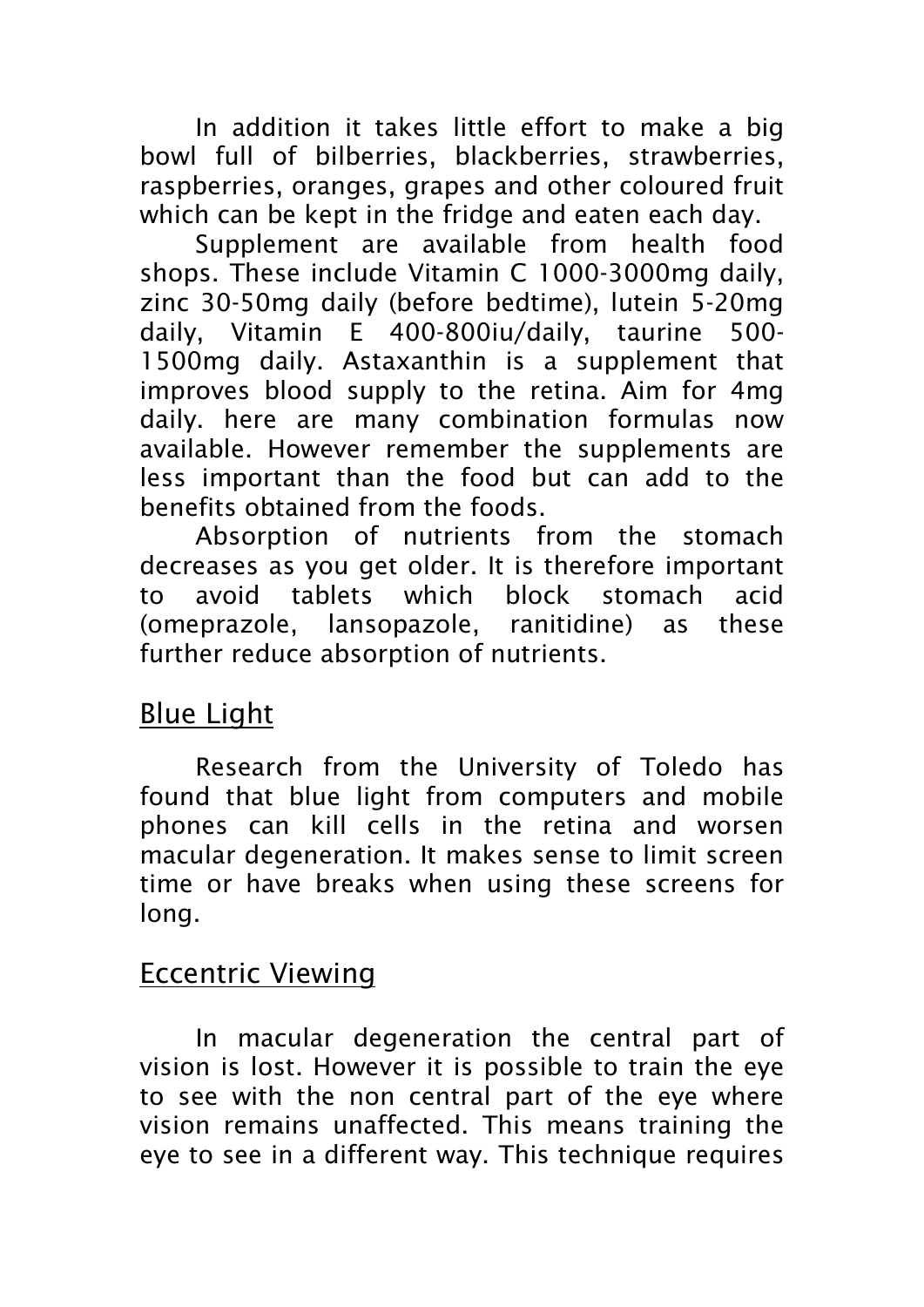In addition it takes little effort to make a big bowl full of bilberries, blackberries, strawberries, raspberries, oranges, grapes and other coloured fruit which can be kept in the fridge and eaten each day.

Supplement are available from health food shops. These include Vitamin C 1000-3000mg daily, zinc 30-50mg daily (before bedtime), lutein 5-20mg daily, Vitamin E 400-800iu/daily, taurine 500-1500mg daily. Astaxanthin is a supplement that improves blood supply to the retina. Aim for 4mg daily. here are many combination formulas now available. However remember the supplements are less important than the food but can add to the benefits obtained from the foods.

Absorption of nutrients from the stomach decreases as you get older. It is therefore important to avoid tablets which block stomach acid (omeprazole, lansopazole, ranitidine) as these further reduce absorption of nutrients.

## Blue Light

Research from the University of Toledo has found that blue light from computers and mobile phones can kill cells in the retina and worsen macular degeneration. It makes sense to limit screen time or have breaks when using these screens for long.

## Eccentric Viewing

In macular degeneration the central part of vision is lost. However it is possible to train the eye to see with the non central part of the eye where vision remains unaffected. This means training the eye to see in a different way. This technique requires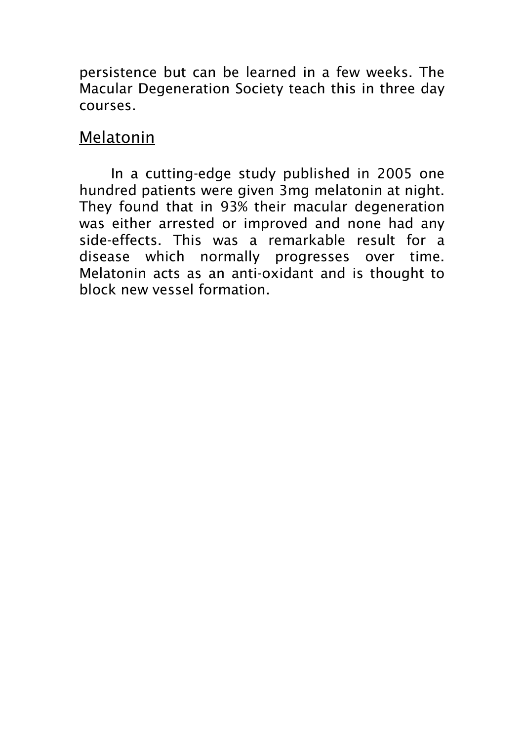persistence but can be learned in a few weeks. The Macular Degeneration Society teach this in three day courses.

## Melatonin

In a cutting-edge study published in 2005 one hundred patients were given 3mg melatonin at night. They found that in 93% their macular degeneration was either arrested or improved and none had any side-effects. This was a remarkable result for a disease which normally progresses over time. Melatonin acts as an anti-oxidant and is thought to block new vessel formation.